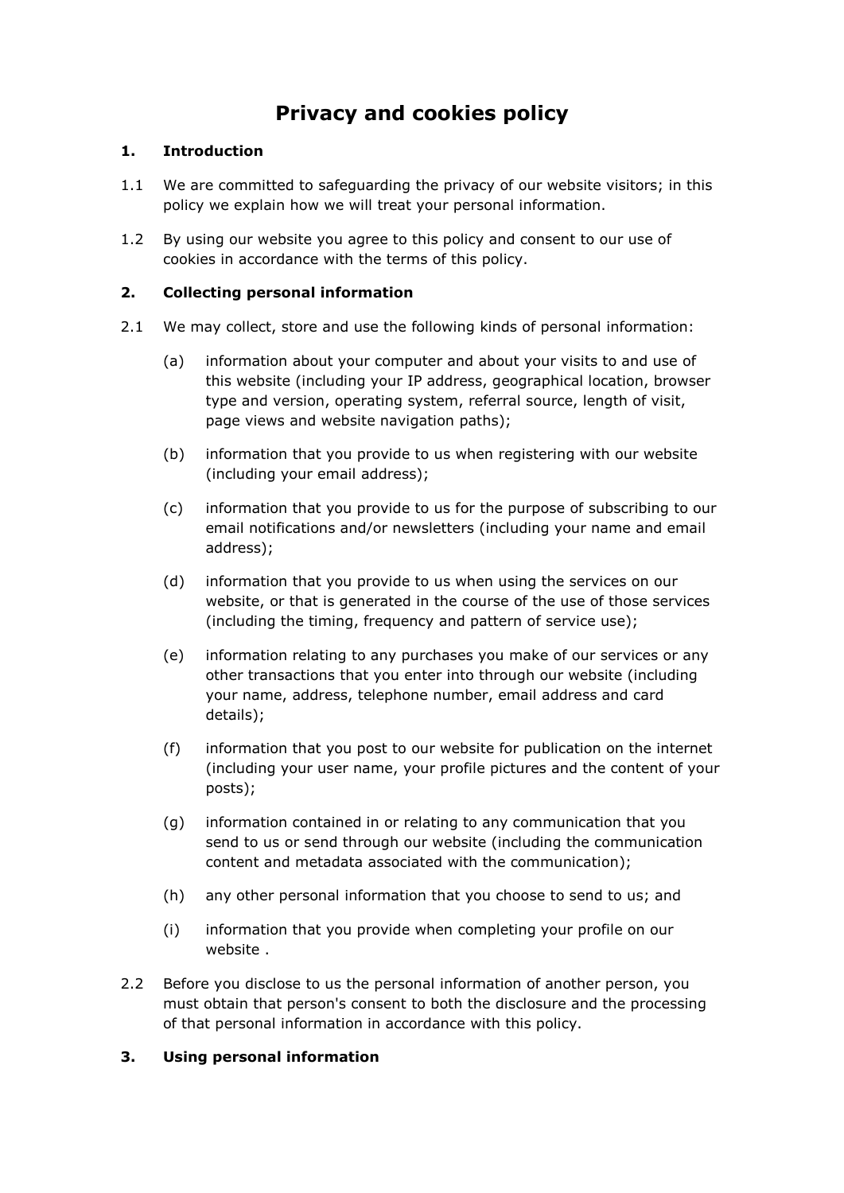# Privacy and cookies policy

## 1. Introduction

1.1 We are committed to safeguarding the privacy of our website visitors; in this policy we explain how we will treat your personal information.

1.2 By using our website you agree to this policy and consent to our use of cookies in accordance with the terms of this policy.

## 2. Collecting personal information

2.1 We may collect, store and use the following kinds of personal information:

(a) information about your computer and about your visits to and use of this website (including your IP address, geographical location, browser type and version, operating system, referral source, length of visit, page views and website navigation paths);

(b) information that you provide to us when registering with our website (including your email address);

(c) information that you provide to us for the purpose of subscribing to our email notifications and/or newsletters (including your name and email address);

(d) information that you provide to us when using the services on our website, or that is generated in the course of the use of those services (including the timing, frequency and pattern of service use);

(e) information relating to any purchases you make of our services or any other transactions that you enter into through our website (including your name, address, telephone number, email address and card details);

(f) information that you post to our website for publication on the internet (including your user name, your profile pictures and the content of your posts);

(g) information contained in or relating to any communication that you send to us or send through our website (including the communication content and metadata associated with the communication);

(h) any other personal information that you choose to send to us; and

(i) information that you provide when completing your profile on our website .

2.2 Before you disclose to us the personal information of another person, you must obtain that person's consent to both the disclosure and the processing of that personal information in accordance with this policy.

## 3. Using personal information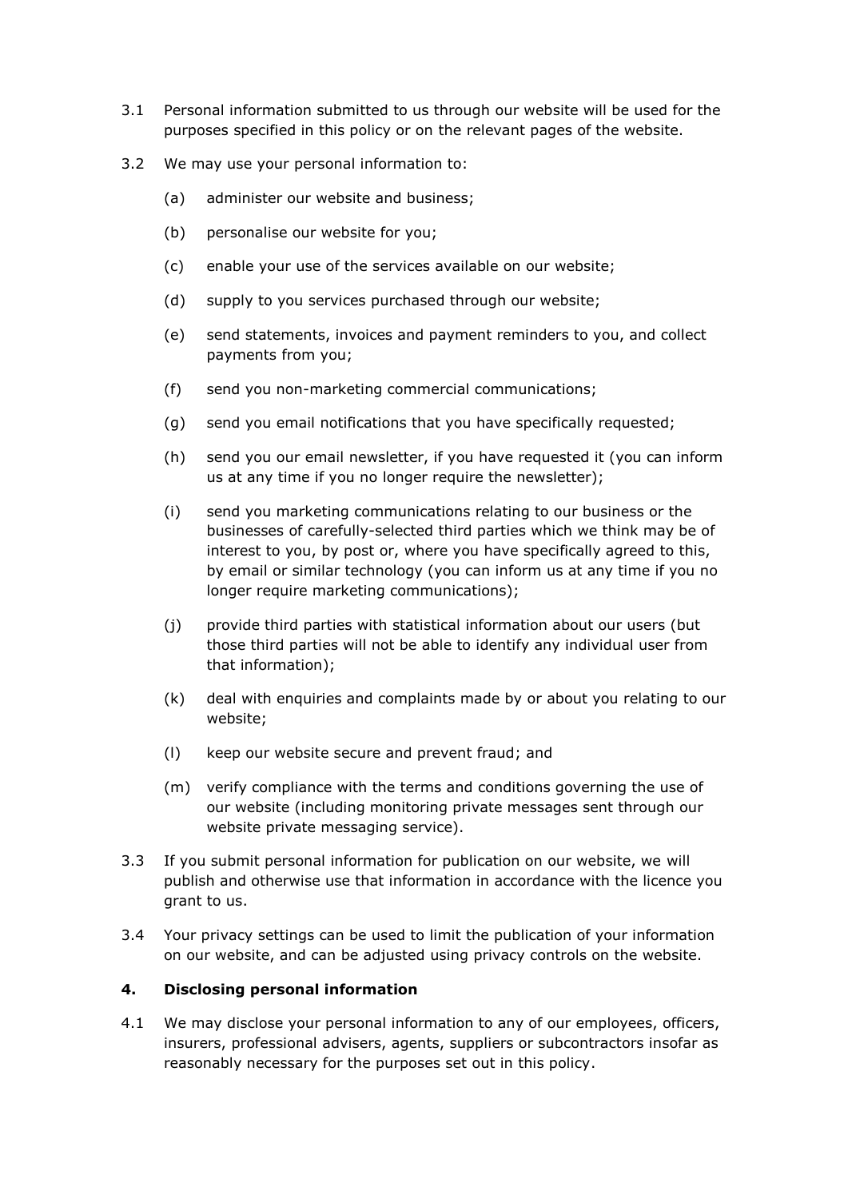3.1 Personal information submitted to us through our website will be used for the purposes specified in this policy or on the relevant pages of the website.

3.2 We may use your personal information to:

(a) administer our website and business;

(b) personalise our website for you;

(c) enable your use of the services available on our website;

(d) supply to you services purchased through our website;

(e) send statements, invoices and payment reminders to you, and collect payments from you;

(f) send you non-marketing commercial communications;

(g) send you email notifications that you have specifically requested;

(h) send you our email newsletter, if you have requested it (you can inform us at any time if you no longer require the newsletter);

(i) send you marketing communications relating to our business or the businesses of carefully-selected third parties which we think may be of interest to you, by post or, where you have specifically agreed to this, by email or similar technology (you can inform us at any time if you no longer require marketing communications);

(j) provide third parties with statistical information about our users (but those third parties will not be able to identify any individual user from that information);

(k) deal with enquiries and complaints made by or about you relating to our website;

(l) keep our website secure and prevent fraud; and

(m) verify compliance with the terms and conditions governing the use of our website (including monitoring private messages sent through our website private messaging service).

3.3 If you submit personal information for publication on our website, we will publish and otherwise use that information in accordance with the licence you grant to us.

3.4 Your privacy settings can be used to limit the publication of your information on our website, and can be adjusted using privacy controls on the website.

## 4. Disclosing personal information

4.1 We may disclose your personal information to any of our employees, officers, insurers, professional advisers, agents, suppliers or subcontractors insofar as reasonably necessary for the purposes set out in this policy.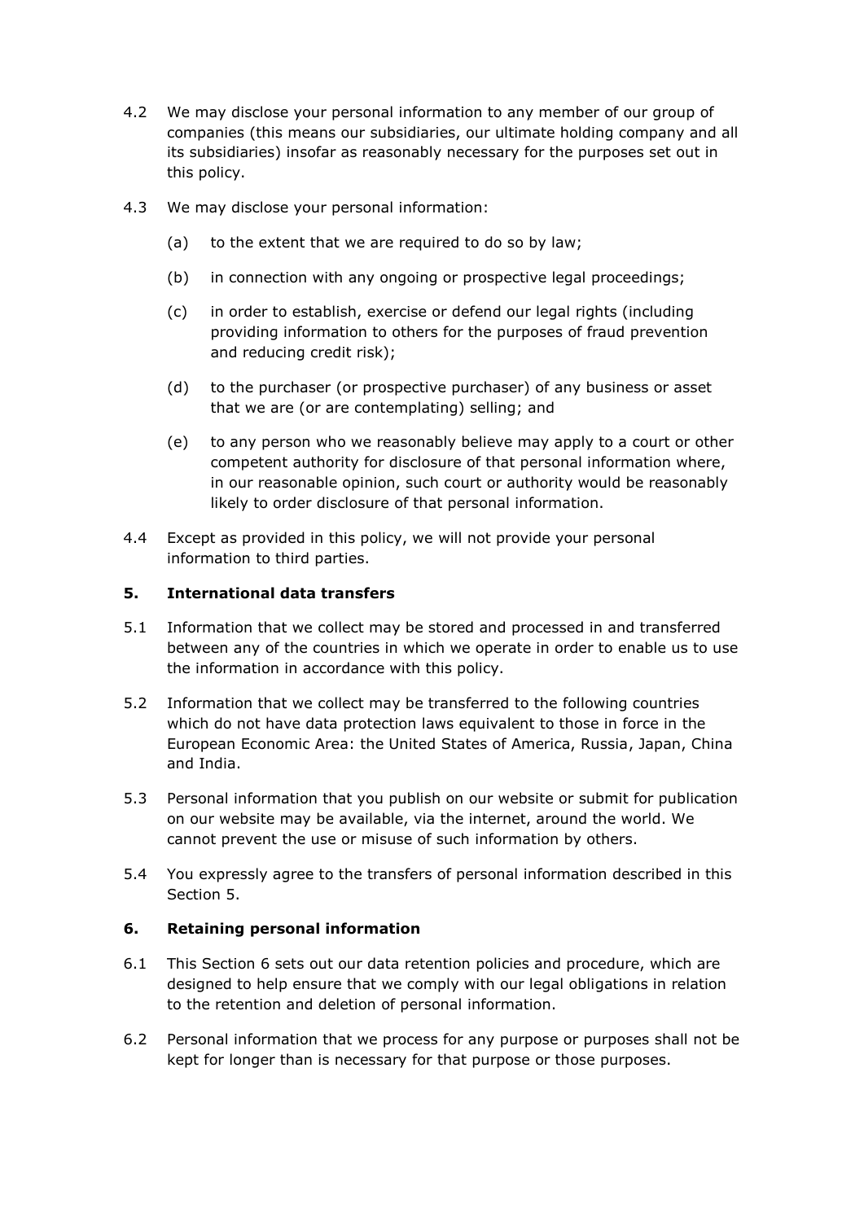4.2 We may disclose your personal information to any member of our group of companies (this means our subsidiaries, our ultimate holding company and all its subsidiaries) insofar as reasonably necessary for the purposes set out in this policy.

4.3 We may disclose your personal information:

(a) to the extent that we are required to do so by law;

(b) in connection with any ongoing or prospective legal proceedings;

(c) in order to establish, exercise or defend our legal rights (including providing information to others for the purposes of fraud prevention and reducing credit risk);

(d) to the purchaser (or prospective purchaser) of any business or asset that we are (or are contemplating) selling; and

(e) to any person who we reasonably believe may apply to a court or other competent authority for disclosure of that personal information where, in our reasonable opinion, such court or authority would be reasonably likely to order disclosure of that personal information.

4.4 Except as provided in this policy, we will not provide your personal information to third parties.

## 5. International data transfers

5.1 Information that we collect may be stored and processed in and transferred between any of the countries in which we operate in order to enable us to use the information in accordance with this policy.

5.2 Information that we collect may be transferred to the following countries which do not have data protection laws equivalent to those in force in the European Economic Area: the United States of America, Russia, Japan, China and India.

5.3 Personal information that you publish on our website or submit for publication on our website may be available, via the internet, around the world. We cannot prevent the use or misuse of such information by others.

5.4 You expressly agree to the transfers of personal information described in this Section 5.

## 6. Retaining personal information

6.1 This Section 6 sets out our data retention policies and procedure, which are designed to help ensure that we comply with our legal obligations in relation to the retention and deletion of personal information.

6.2 Personal information that we process for any purpose or purposes shall not be kept for longer than is necessary for that purpose or those purposes.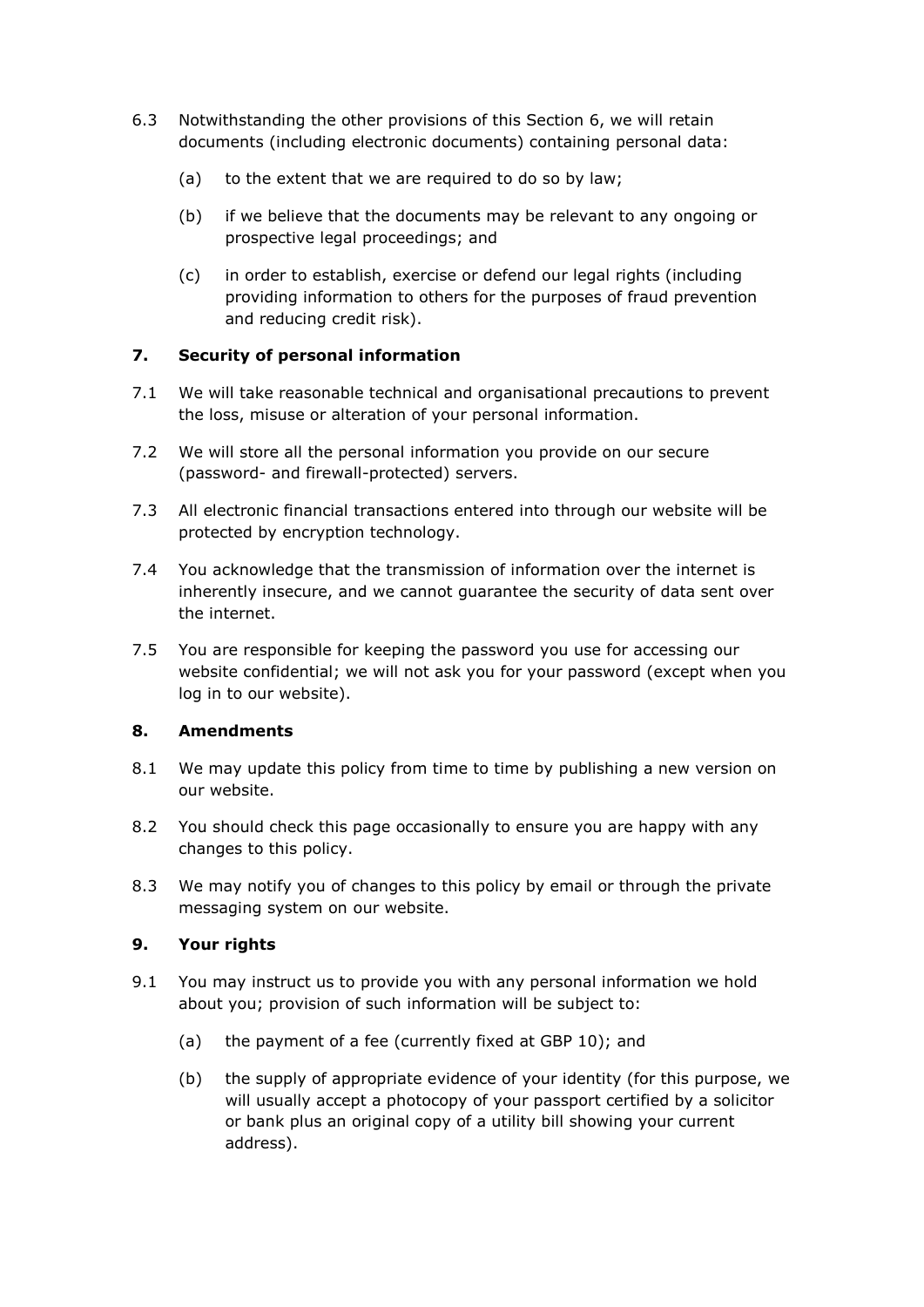6.3 Notwithstanding the other provisions of this Section 6, we will retain documents (including electronic documents) containing personal data:

(a) to the extent that we are required to do so by law;

(b) if we believe that the documents may be relevant to any ongoing or prospective legal proceedings; and

(c) in order to establish, exercise or defend our legal rights (including providing information to others for the purposes of fraud prevention and reducing credit risk).

## 7. Security of personal information

7.1 We will take reasonable technical and organisational precautions to prevent the loss, misuse or alteration of your personal information.

7.2 We will store all the personal information you provide on our secure (password- and firewall-protected) servers.

7.3 All electronic financial transactions entered into through our website will be protected by encryption technology.

7.4 You acknowledge that the transmission of information over the internet is inherently insecure, and we cannot guarantee the security of data sent over the internet.

7.5 You are responsible for keeping the password you use for accessing our website confidential; we will not ask you for your password (except when you log in to our website).

## 8. Amendments

8.1 We may update this policy from time to time by publishing a new version on our website.

8.2 You should check this page occasionally to ensure you are happy with any changes to this policy.

8.3 We may notify you of changes to this policy by email or through the private messaging system on our website.

## 9. Your rights

9.1 You may instruct us to provide you with any personal information we hold about you; provision of such information will be subject to:

(a) the payment of a fee (currently fixed at GBP 10); and

(b) the supply of appropriate evidence of your identity (for this purpose, we will usually accept a photocopy of your passport certified by a solicitor or bank plus an original copy of a utility bill showing your current address).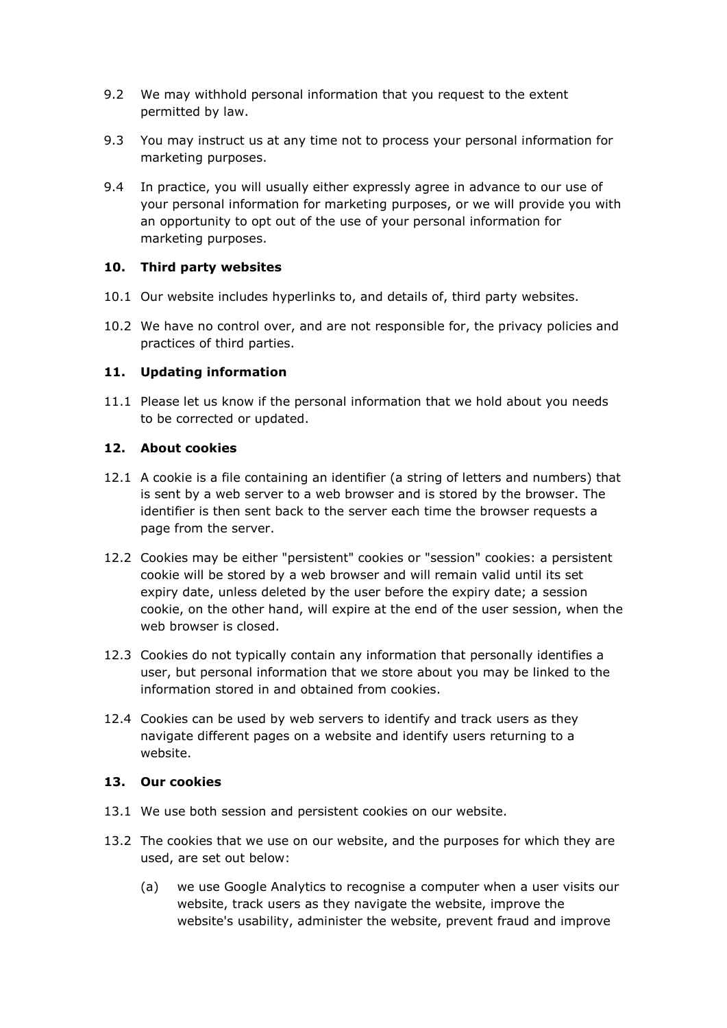9.2 We may withhold personal information that you request to the extent permitted by law.

9.3 You may instruct us at any time not to process your personal information for marketing purposes.

9.4 In practice, you will usually either expressly agree in advance to our use of your personal information for marketing purposes, or we will provide you with an opportunity to opt out of the use of your personal information for marketing purposes.

### 10. Third party websites

10.1 Our website includes hyperlinks to, and details of, third party websites.

10.2 We have no control over, and are not responsible for, the privacy policies and practices of third parties.

### 11. Updating information

11.1 Please let us know if the personal information that we hold about you needs to be corrected or updated.

### 12. About cookies

12.1 A cookie is a file containing an identifier (a string of letters and numbers) that is sent by a web server to a web browser and is stored by the browser. The identifier is then sent back to the server each time the browser requests a page from the server.

12.2 Cookies may be either "persistent" cookies or "session" cookies: a persistent cookie will be stored by a web browser and will remain valid until its set expiry date, unless deleted by the user before the expiry date; a session cookie, on the other hand, will expire at the end of the user session, when the web browser is closed.

12.3 Cookies do not typically contain any information that personally identifies a user, but personal information that we store about you may be linked to the information stored in and obtained from cookies.

12.4 Cookies can be used by web servers to identify and track users as they navigate different pages on a website and identify users returning to a website.

### 13. Our cookies

13.1 We use both session and persistent cookies on our website.

13.2 The cookies that we use on our website, and the purposes for which they are used, are set out below:

(a) we use Google Analytics to recognise a computer when a user visits our website, track users as they navigate the website, improve the website's usability, administer the website, prevent fraud and improve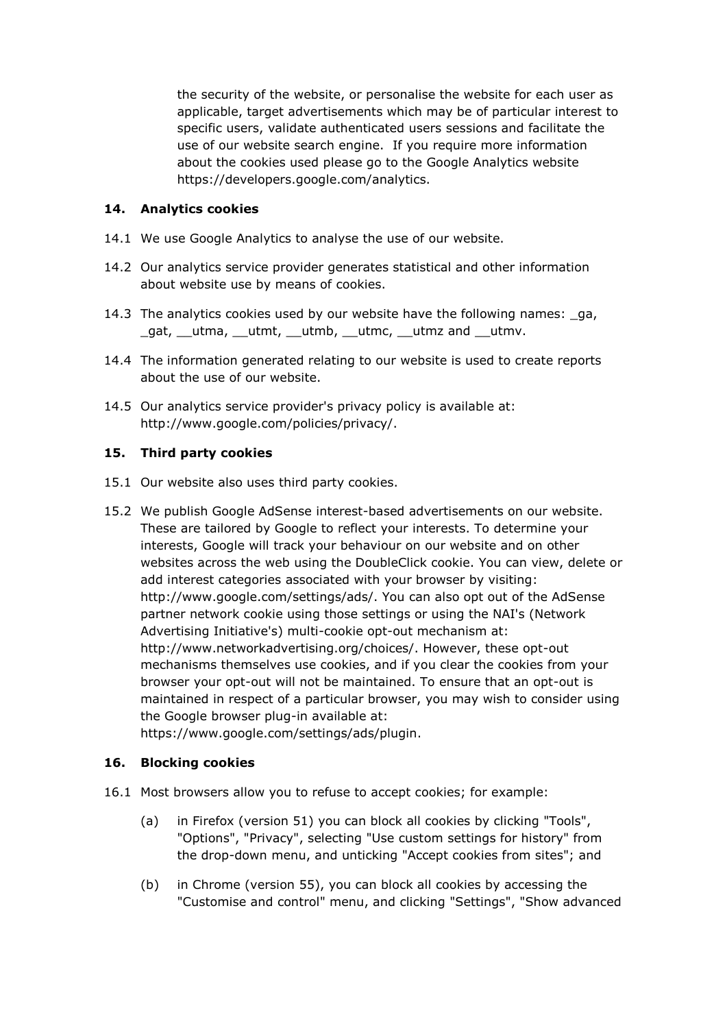the security of the website, or personalise the website for each user as applicable, target advertisements which may be of particular interest to specific users, validate authenticated users sessions and facilitate the use of our website search engine. If you require more information about the cookies used please go to the Google Analytics website https://developers.google.com/analytics.

## 14. Analytics cookies

14.1 We use Google Analytics to analyse the use of our website.

14.2 Our analytics service provider generates statistical and other information about website use by means of cookies.

14.3 The analytics cookies used by our website have the following names: _ga, _gat, __utma, __utmt, __utmb, __utmc, __utmz and __utmv.

14.4 The information generated relating to our website is used to create reports about the use of our website.

14.5 Our analytics service provider's privacy policy is available at: http://www.google.com/policies/privacy/.

## 15. Third party cookies

15.1 Our website also uses third party cookies.

15.2 We publish Google AdSense interest-based advertisements on our website. These are tailored by Google to reflect your interests. To determine your interests, Google will track your behaviour on our website and on other websites across the web using the DoubleClick cookie. You can view, delete or add interest categories associated with your browser by visiting: http://www.google.com/settings/ads/. You can also opt out of the AdSense partner network cookie using those settings or using the NAI's (Network Advertising Initiative's) multi-cookie opt-out mechanism at: http://www.networkadvertising.org/choices/. However, these opt-out mechanisms themselves use cookies, and if you clear the cookies from your browser your opt-out will not be maintained. To ensure that an opt-out is maintained in respect of a particular browser, you may wish to consider using the Google browser plug-in available at: https://www.google.com/settings/ads/plugin.

## 16. Blocking cookies

16.1 Most browsers allow you to refuse to accept cookies; for example:

(a) in Firefox (version 51) you can block all cookies by clicking "Tools", "Options", "Privacy", selecting "Use custom settings for history" from the drop-down menu, and unticking "Accept cookies from sites"; and

(b) in Chrome (version 55), you can block all cookies by accessing the "Customise and control" menu, and clicking "Settings", "Show advanced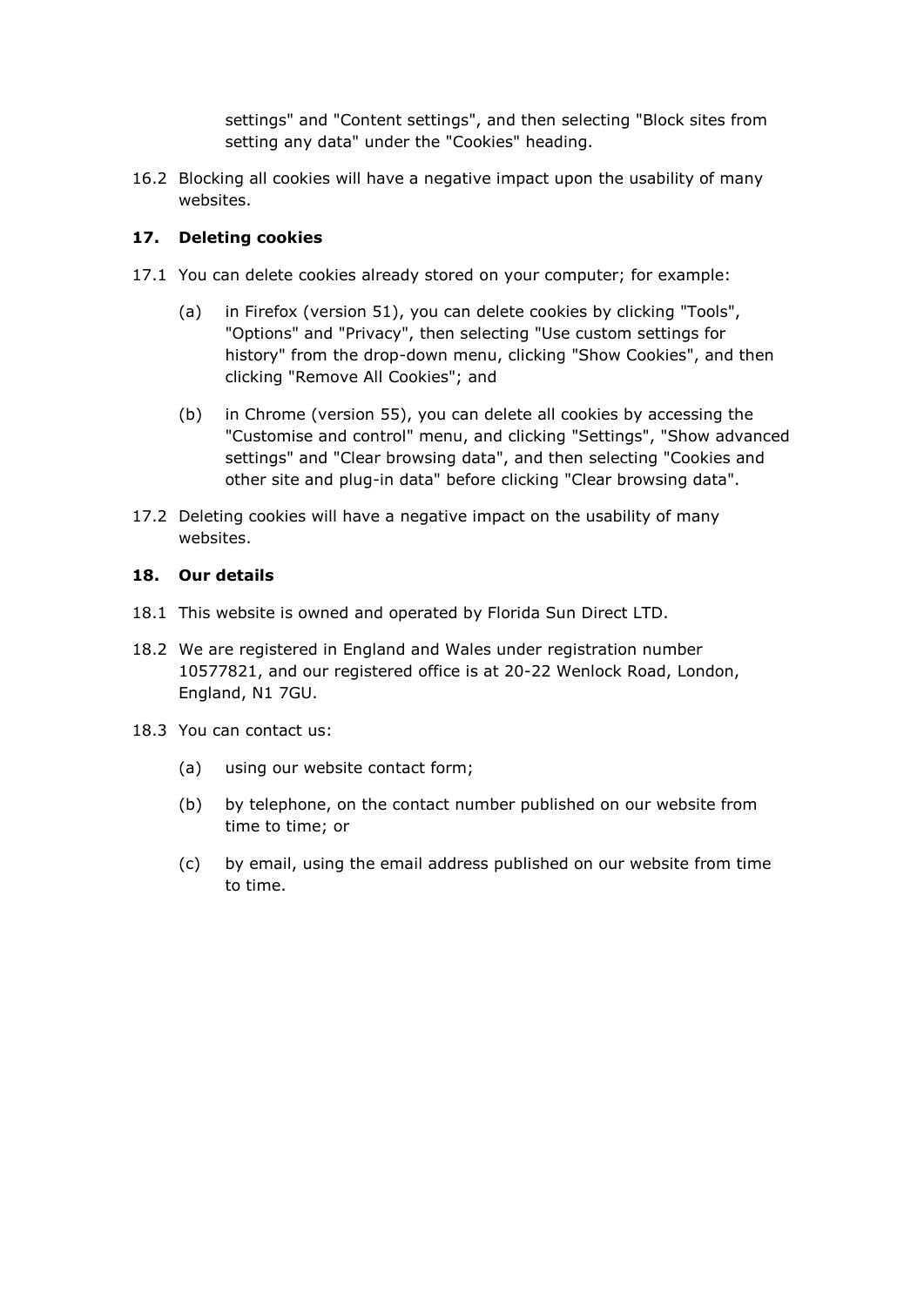settings" and "Content settings", and then selecting "Block sites from setting any data" under the "Cookies" heading.

16.2 Blocking all cookies will have a negative impact upon the usability of many websites.

**17. Deleting cookies**

17.1 You can delete cookies already stored on your computer; for example:

(a) in Firefox (version 51), you can delete cookies by clicking "Tools", "Options" and "Privacy", then selecting "Use custom settings for history" from the drop-down menu, clicking "Show Cookies", and then clicking "Remove All Cookies"; and

(b) in Chrome (version 55), you can delete all cookies by accessing the "Customise and control" menu, and clicking "Settings", "Show advanced settings" and "Clear browsing data", and then selecting "Cookies and other site and plug-in data" before clicking "Clear browsing data".

17.2 Deleting cookies will have a negative impact on the usability of many websites.

**18. Our details**

18.1 This website is owned and operated by Florida Sun Direct LTD.

18.2 We are registered in England and Wales under registration number 10577821, and our registered office is at 20-22 Wenlock Road, London, England, N1 7GU.

18.3 You can contact us:

(a) using our website contact form;

(b) by telephone, on the contact number published on our website from time to time; or

(c) by email, using the email address published on our website from time to time.